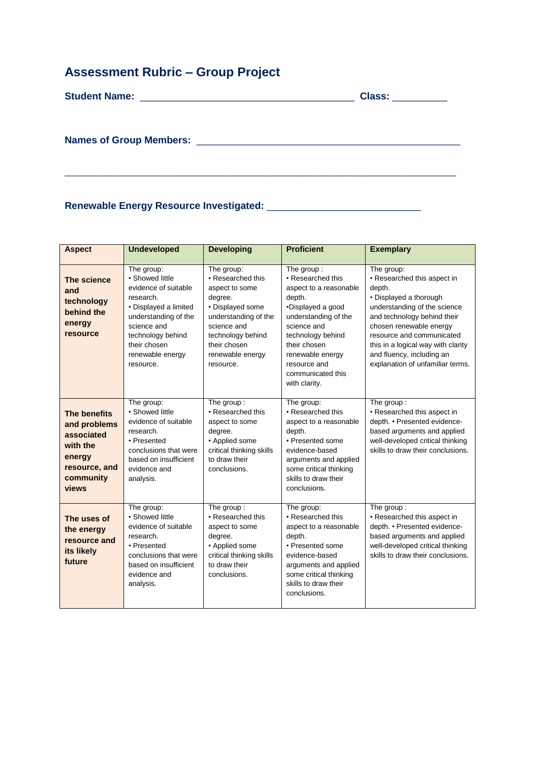# Assessment Rubric – Group Project

**Student Name:** ______________________________________ **Class:** __________

**Names of Group Members:** ______________________________________________

______________________________________________________________________

**Renewable Energy Resource Investigated:** ___________________________

| Aspect | Undeveloped | Developing | Proficient | Exemplary |
|---|---|---|---|---|
| **The science and technology behind the energy resource** | The group:<br>• Showed little evidence of suitable research.<br>• Displayed a limited understanding of the science and technology behind their chosen renewable energy resource. | The group:<br>• Researched this aspect to some degree.<br>• Displayed some understanding of the science and technology behind their chosen renewable energy resource. | The group :<br>• Researched this aspect to a reasonable depth.<br>•Displayed a good understanding of the science and technology behind their chosen renewable energy resource and communicated this with clarity. | The group:<br>• Researched this aspect in depth.<br>• Displayed a thorough understanding of the science and technology behind their chosen renewable energy resource and communicated this in a logical way with clarity and fluency, including an explanation of unfamiliar terms. |
| **The benefits and problems associated with the energy resource, and community views** | The group:<br>• Showed little evidence of suitable research.<br>• Presented conclusions that were based on insufficient evidence and analysis. | The group :<br>• Researched this aspect to some degree.<br>• Applied some critical thinking skills to draw their conclusions. | The group:<br>• Researched this aspect to a reasonable depth.<br>• Presented some evidence-based arguments and applied some critical thinking skills to draw their conclusions. | The group :<br>• Researched this aspect in depth. • Presented evidence-based arguments and applied well-developed critical thinking skills to draw their conclusions. |
| **The uses of the energy resource and its likely future** | The group:<br>• Showed little evidence of suitable research.<br>• Presented conclusions that were based on insufficient evidence and analysis. | The group :<br>• Researched this aspect to some degree.<br>• Applied some critical thinking skills to draw their conclusions. | The group:<br>• Researched this aspect to a reasonable depth.<br>• Presented some evidence-based arguments and applied some critical thinking skills to draw their conclusions. | The group :<br>• Researched this aspect in depth. • Presented evidence-based arguments and applied well-developed critical thinking skills to draw their conclusions. |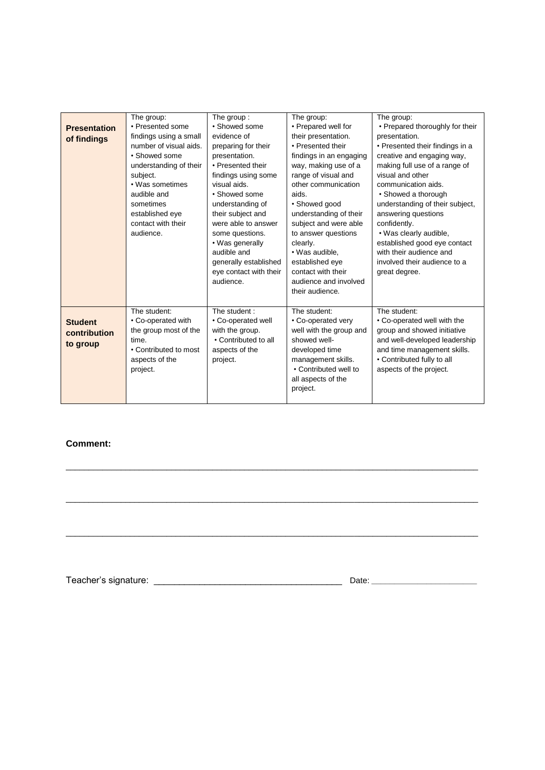| | | | | |
|---|---|---|---|---|
| **Presentation of findings** | The group:<br>• Presented some findings using a small number of visual aids.<br>• Showed some understanding of their subject.<br>• Was sometimes audible and sometimes established eye contact with their audience. | The group :<br>• Showed some evidence of preparing for their presentation.<br>• Presented their findings using some visual aids.<br>• Showed some understanding of their subject and were able to answer some questions.<br>• Was generally audible and generally established eye contact with their audience. | The group:<br>• Prepared well for their presentation.<br>• Presented their findings in an engaging way, making use of a range of visual and other communication aids.<br>• Showed good understanding of their subject and were able to answer questions clearly.<br>• Was audible, established eye contact with their audience and involved their audience. | The group:<br>• Prepared thoroughly for their presentation.<br>• Presented their findings in a creative and engaging way, making full use of a range of visual and other communication aids.<br>• Showed a thorough understanding of their subject, answering questions confidently.<br>• Was clearly audible, established good eye contact with their audience and involved their audience to a great degree. |
| **Student contribution to group** | The student:<br>• Co-operated with the group most of the time.<br>• Contributed to most aspects of the project. | The student :<br>• Co-operated well with the group.<br>• Contributed to all aspects of the project. | The student:<br>• Co-operated very well with the group and showed well-developed time management skills.<br>• Contributed well to all aspects of the project. | The student:<br>• Co-operated well with the group and showed initiative and well-developed leadership and time management skills.<br>• Contributed fully to all aspects of the project. |

**Comment:**

___________________________________________________________________________

___________________________________________________________________________

___________________________________________________________________________

Teacher's signature: ______________________________________ Date: ______________________